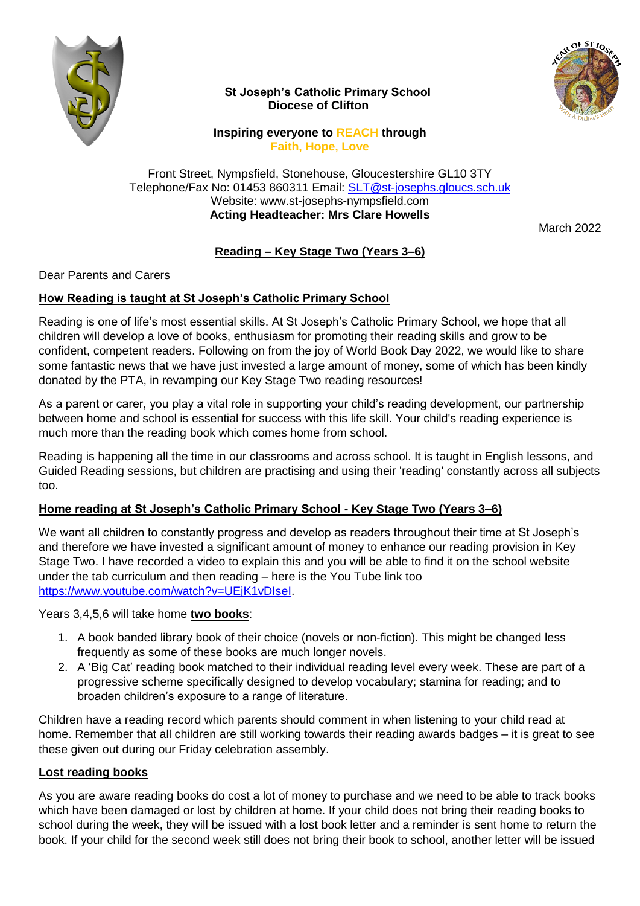**St Joseph's Catholic Primary School**
**Diocese of Clifton**

**Inspiring everyone to REACH through**
**Faith, Hope, Love**

Front Street, Nympsfield, Stonehouse, Gloucestershire GL10 3TY
Telephone/Fax No: 01453 860311 Email: SLT@st-josephs.gloucs.sch.uk
Website: www.st-josephs-nympsfield.com
**Acting Headteacher: Mrs Clare Howells**

March 2022

## Reading – Key Stage Two (Years 3–6)

Dear Parents and Carers

### How Reading is taught at St Joseph's Catholic Primary School

Reading is one of life's most essential skills. At St Joseph's Catholic Primary School, we hope that all children will develop a love of books, enthusiasm for promoting their reading skills and grow to be confident, competent readers. Following on from the joy of World Book Day 2022, we would like to share some fantastic news that we have just invested a large amount of money, some of which has been kindly donated by the PTA, in revamping our Key Stage Two reading resources!

As a parent or carer, you play a vital role in supporting your child's reading development, our partnership between home and school is essential for success with this life skill. Your child's reading experience is much more than the reading book which comes home from school.

Reading is happening all the time in our classrooms and across school. It is taught in English lessons, and Guided Reading sessions, but children are practising and using their 'reading' constantly across all subjects too.

### Home reading at St Joseph's Catholic Primary School - Key Stage Two (Years 3–6)

We want all children to constantly progress and develop as readers throughout their time at St Joseph's and therefore we have invested a significant amount of money to enhance our reading provision in Key Stage Two. I have recorded a video to explain this and you will be able to find it on the school website under the tab curriculum and then reading – here is the You Tube link too https://www.youtube.com/watch?v=UEjK1vDIseI.

Years 3,4,5,6 will take home **two books**:

1. A book banded library book of their choice (novels or non-fiction). This might be changed less frequently as some of these books are much longer novels.
2. A 'Big Cat' reading book matched to their individual reading level every week. These are part of a progressive scheme specifically designed to develop vocabulary; stamina for reading; and to broaden children's exposure to a range of literature.

Children have a reading record which parents should comment in when listening to your child read at home. Remember that all children are still working towards their reading awards badges – it is great to see these given out during our Friday celebration assembly.

### Lost reading books

As you are aware reading books do cost a lot of money to purchase and we need to be able to track books which have been damaged or lost by children at home. If your child does not bring their reading books to school during the week, they will be issued with a lost book letter and a reminder is sent home to return the book. If your child for the second week still does not bring their book to school, another letter will be issued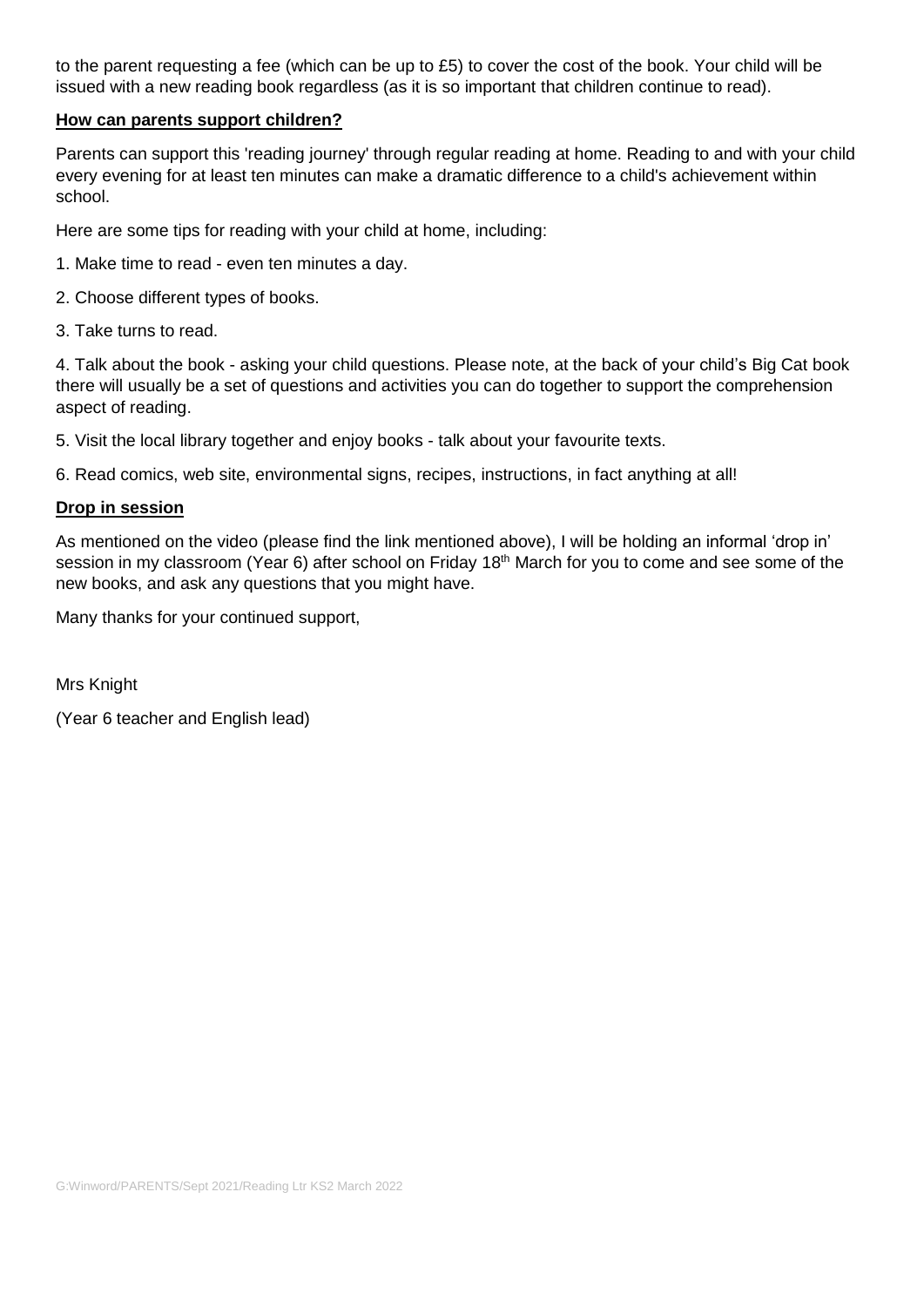to the parent requesting a fee (which can be up to £5) to cover the cost of the book. Your child will be issued with a new reading book regardless (as it is so important that children continue to read).

**How can parents support children?**

Parents can support this 'reading journey' through regular reading at home. Reading to and with your child every evening for at least ten minutes can make a dramatic difference to a child's achievement within school.

Here are some tips for reading with your child at home, including:

1. Make time to read - even ten minutes a day.

2. Choose different types of books.

3. Take turns to read.

4. Talk about the book - asking your child questions. Please note, at the back of your child's Big Cat book there will usually be a set of questions and activities you can do together to support the comprehension aspect of reading.

5. Visit the local library together and enjoy books - talk about your favourite texts.

6. Read comics, web site, environmental signs, recipes, instructions, in fact anything at all!

**Drop in session**

As mentioned on the video (please find the link mentioned above), I will be holding an informal 'drop in' session in my classroom (Year 6) after school on Friday 18th March for you to come and see some of the new books, and ask any questions that you might have.

Many thanks for your continued support,

Mrs Knight

(Year 6 teacher and English lead)

G:Winword/PARENTS/Sept 2021/Reading Ltr KS2 March 2022